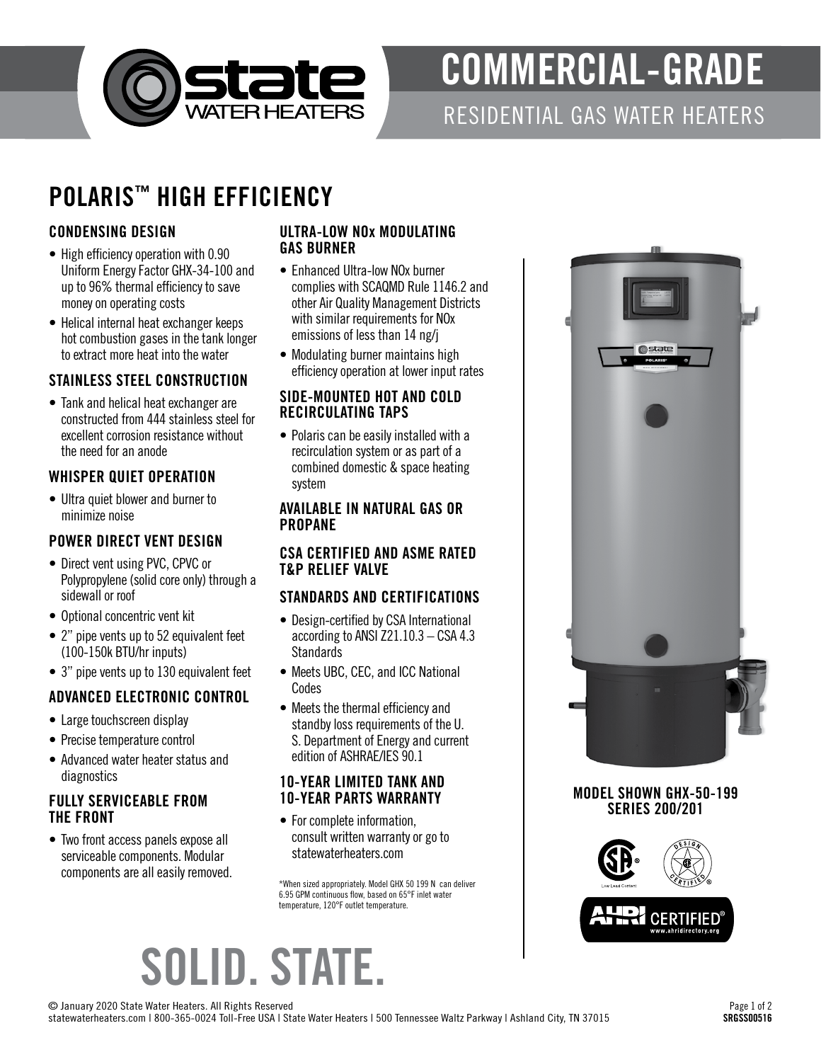# COMMERCIAL-GRADE

RESIDENTIAL GAS WATER HEATERS

## POLARIS™ HIGH EFFICIENCY

### CONDENSING DESIGN

- High efficiency operation with 0.90 Uniform Energy Factor GHX-34-100 and up to 96% thermal efficiency to save money on operating costs
- Helical internal heat exchanger keeps hot combustion gases in the tank longer to extract more heat into the water

### STAINLESS STEEL CONSTRUCTION

- Tank and helical heat exchanger are constructed from 444 stainless steel for excellent corrosion resistance without the need for an anode

### WHISPER QUIET OPERATION

- Ultra quiet blower and burner to minimize noise

### POWER DIRECT VENT DESIGN

- Direct vent using PVC, CPVC or Polypropylene (solid core only) through a sidewall or roof
- Optional concentric vent kit
- 2" pipe vents up to 52 equivalent feet (100-150k BTU/hr inputs)
- 3" pipe vents up to 130 equivalent feet

### ADVANCED ELECTRONIC CONTROL

- Large touchscreen display
- Precise temperature control
- Advanced water heater status and diagnostics

### FULLY SERVICEABLE FROM THE FRONT

- Two front access panels expose all serviceable components. Modular components are all easily removed.

### ULTRA-LOW NOx MODULATING GAS BURNER

- Enhanced Ultra-low NOx burner complies with SCAQMD Rule 1146.2 and other Air Quality Management Districts with similar requirements for NOx emissions of less than 14 ng/j
- Modulating burner maintains high efficiency operation at lower input rates

### SIDE-MOUNTED HOT AND COLD RECIRCULATING TAPS

- Polaris can be easily installed with a recirculation system or as part of a combined domestic & space heating system

### AVAILABLE IN NATURAL GAS OR PROPANE

### CSA CERTIFIED AND ASME RATED T&P RELIEF VALVE

### STANDARDS AND CERTIFICATIONS

- Design-certified by CSA International according to ANSI Z21.10.3 – CSA 4.3 Standards
- Meets UBC, CEC, and ICC National Codes
- Meets the thermal efficiency and standby loss requirements of the U. S. Department of Energy and current edition of ASHRAE/IES 90.1

### 10-YEAR LIMITED TANK AND 10-YEAR PARTS WARRANTY

- For complete information, consult written warranty or go to statewaterheaters.com

*When sized appropriately. Model GHX 50 199 N can deliver 6.95 GPM continuous flow, based on 65°F inlet water temperature, 120°F outlet temperature.

**MODEL SHOWN GHX-50-199 SERIES 200/201**

# SOLID. STATE.

© January 2020 State Water Heaters. All Rights Reserved
statewaterheaters.com | 800-365-0024 Toll-Free USA | State Water Heaters | 500 Tennessee Waltz Parkway | Ashland City, TN 37015

SRGSS00516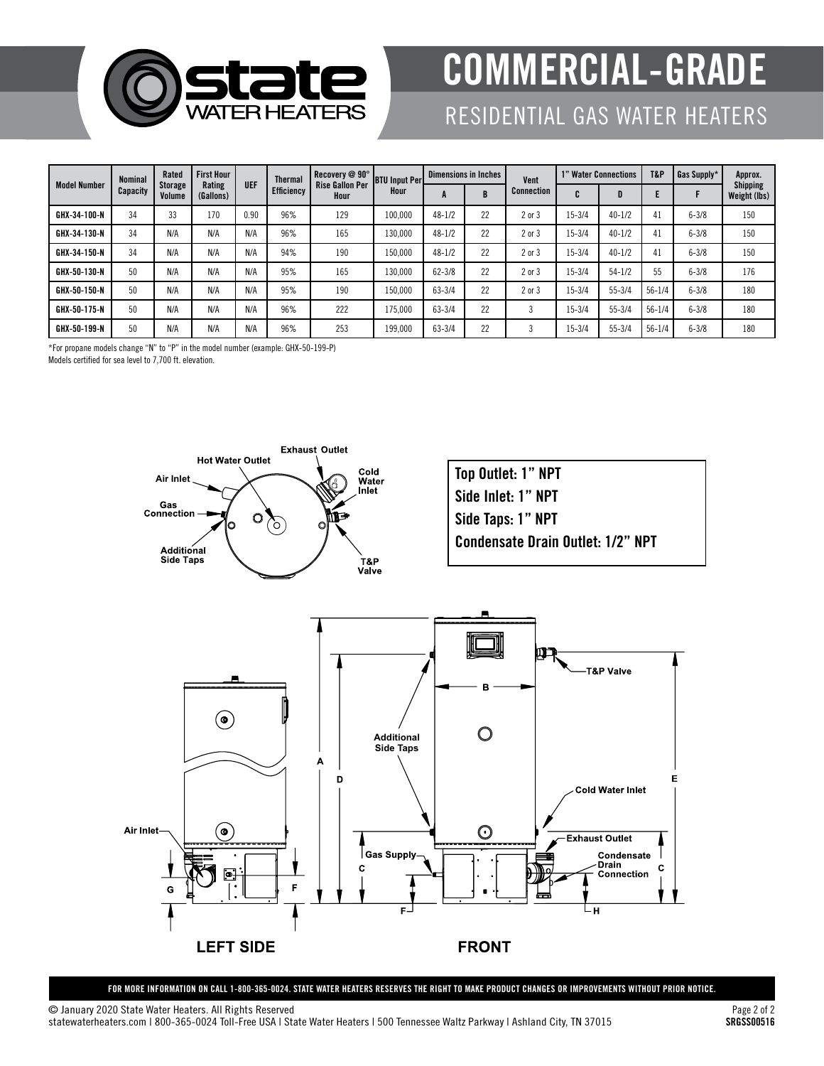# COMMERCIAL-GRADE

## RESIDENTIAL GAS WATER HEATERS

| Model Number | Nominal Capacity | Rated Storage Volume | First Hour Rating (Gallons) | UEF | Thermal Efficiency | Recovery @ 90° Rise Gallon Per Hour | BTU Input Per Hour | Dimensions in Inches | | Vent Connection | 1" Water Connections | | T&P | Gas Supply* | Approx. Shipping Weight (lbs) |
|---|---|---|---|---|---|---|---|---|---|---|---|---|---|---|---|
| | | | | | | | | A | B | | C | D | E | F | |
| GHX-34-100-N | 34 | 33 | 170 | 0.90 | 96% | 129 | 100,000 | 48-1/2 | 22 | 2 or 3 | 15-3/4 | 40-1/2 | 41 | 6-3/8 | 150 |
| GHX-34-130-N | 34 | N/A | N/A | N/A | 96% | 165 | 130,000 | 48-1/2 | 22 | 2 or 3 | 15-3/4 | 40-1/2 | 41 | 6-3/8 | 150 |
| GHX-34-150-N | 34 | N/A | N/A | N/A | 94% | 190 | 150,000 | 48-1/2 | 22 | 2 or 3 | 15-3/4 | 40-1/2 | 41 | 6-3/8 | 150 |
| GHX-50-130-N | 50 | N/A | N/A | N/A | 95% | 165 | 130,000 | 62-3/8 | 22 | 2 or 3 | 15-3/4 | 54-1/2 | 55 | 6-3/8 | 176 |
| GHX-50-150-N | 50 | N/A | N/A | N/A | 95% | 190 | 150,000 | 63-3/4 | 22 | 2 or 3 | 15-3/4 | 55-3/4 | 56-1/4 | 6-3/8 | 180 |
| GHX-50-175-N | 50 | N/A | N/A | N/A | 96% | 222 | 175,000 | 63-3/4 | 22 | 3 | 15-3/4 | 55-3/4 | 56-1/4 | 6-3/8 | 180 |
| GHX-50-199-N | 50 | N/A | N/A | N/A | 96% | 253 | 199,000 | 63-3/4 | 22 | 3 | 15-3/4 | 55-3/4 | 56-1/4 | 6-3/8 | 180 |

*For propane models change "N" to "P" in the model number (example: GHX-50-199-P)
Models certified for sea level to 7,700 ft. elevation.

Exhaust Outlet
Hot Water Outlet
Air Inlet
Cold Water Inlet
Gas Connection
Additional Side Taps
T&P Valve

**Top Outlet: 1" NPT**
**Side Inlet: 1" NPT**
**Side Taps: 1" NPT**
**Condensate Drain Outlet: 1/2" NPT**

Air Inlet
G
F
A
D
B
Additional Side Taps
Gas Supply
C
F
T&P Valve
E
Cold Water Inlet
Exhaust Outlet
Condensate Drain Connection
C
H

**LEFT SIDE**

**FRONT**

FOR MORE INFORMATION ON CALL 1-800-365-0024. STATE WATER HEATERS RESERVES THE RIGHT TO MAKE PRODUCT CHANGES OR IMPROVEMENTS WITHOUT PRIOR NOTICE.

© January 2020 State Water Heaters. All Rights Reserved
statewaterheaters.com | 800-365-0024 Toll-Free USA | State Water Heaters | 500 Tennessee Waltz Parkway | Ashland City, TN 37015

SRGSS00516